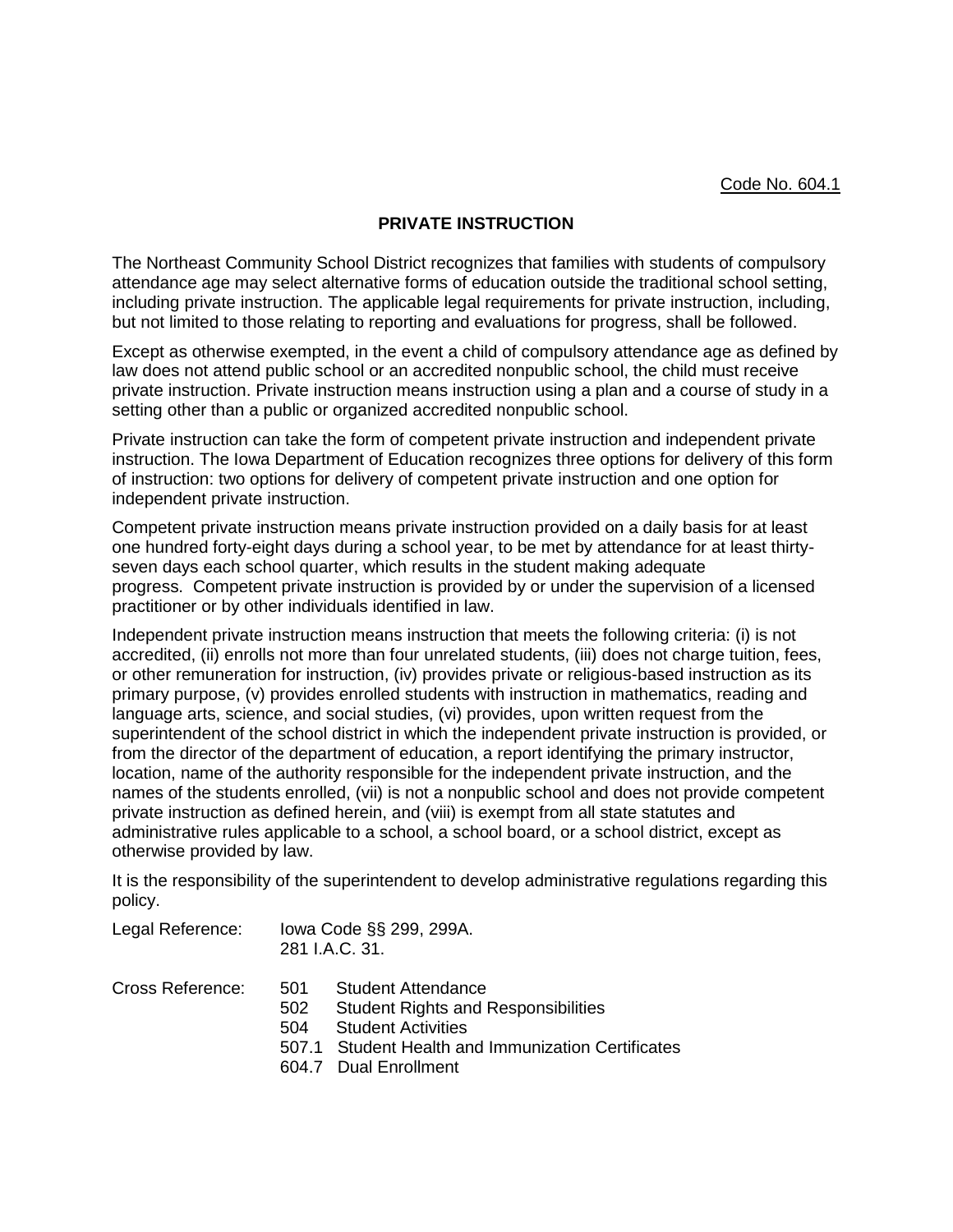Code No. 604.1

# PRIVATE INSTRUCTION

The Northeast Community School District recognizes that families with students of compulsory attendance age may select alternative forms of education outside the traditional school setting, including private instruction. The applicable legal requirements for private instruction, including, but not limited to those relating to reporting and evaluations for progress, shall be followed.

Except as otherwise exempted, in the event a child of compulsory attendance age as defined by law does not attend public school or an accredited nonpublic school, the child must receive private instruction. Private instruction means instruction using a plan and a course of study in a setting other than a public or organized accredited nonpublic school.

Private instruction can take the form of competent private instruction and independent private instruction. The Iowa Department of Education recognizes three options for delivery of this form of instruction: two options for delivery of competent private instruction and one option for independent private instruction.

Competent private instruction means private instruction provided on a daily basis for at least one hundred forty-eight days during a school year, to be met by attendance for at least thirty-seven days each school quarter, which results in the student making adequate progress. Competent private instruction is provided by or under the supervision of a licensed practitioner or by other individuals identified in law.

Independent private instruction means instruction that meets the following criteria: (i) is not accredited, (ii) enrolls not more than four unrelated students, (iii) does not charge tuition, fees, or other remuneration for instruction, (iv) provides private or religious-based instruction as its primary purpose, (v) provides enrolled students with instruction in mathematics, reading and language arts, science, and social studies, (vi) provides, upon written request from the superintendent of the school district in which the independent private instruction is provided, or from the director of the department of education, a report identifying the primary instructor, location, name of the authority responsible for the independent private instruction, and the names of the students enrolled, (vii) is not a nonpublic school and does not provide competent private instruction as defined herein, and (viii) is exempt from all state statutes and administrative rules applicable to a school, a school board, or a school district, except as otherwise provided by law.

It is the responsibility of the superintendent to develop administrative regulations regarding this policy.

Legal Reference: Iowa Code §§ 299, 299A.
281 I.A.C. 31.

Cross Reference:
501 Student Attendance
502 Student Rights and Responsibilities
504 Student Activities
507.1 Student Health and Immunization Certificates
604.7 Dual Enrollment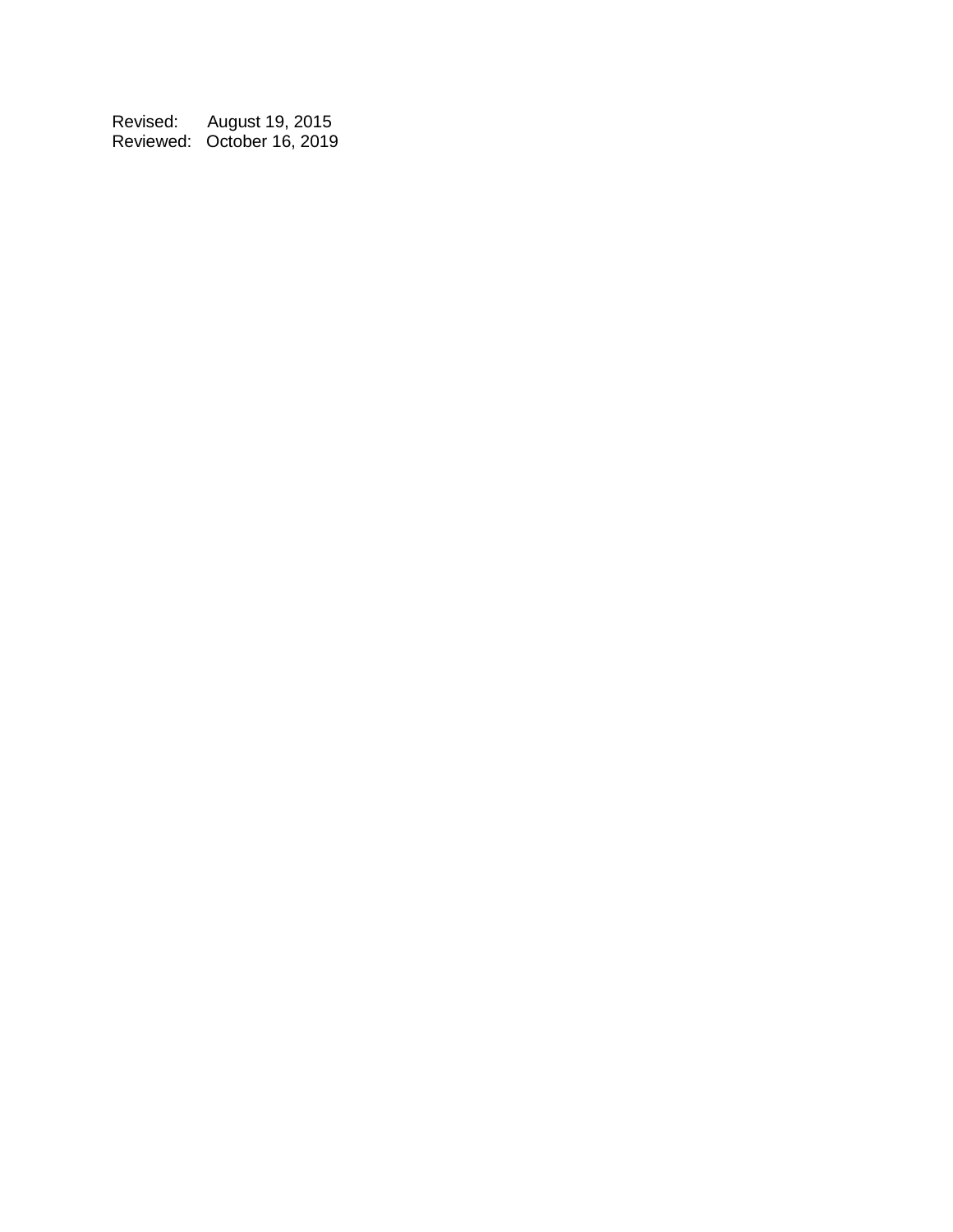Revised: August 19, 2015
Reviewed: October 16, 2019